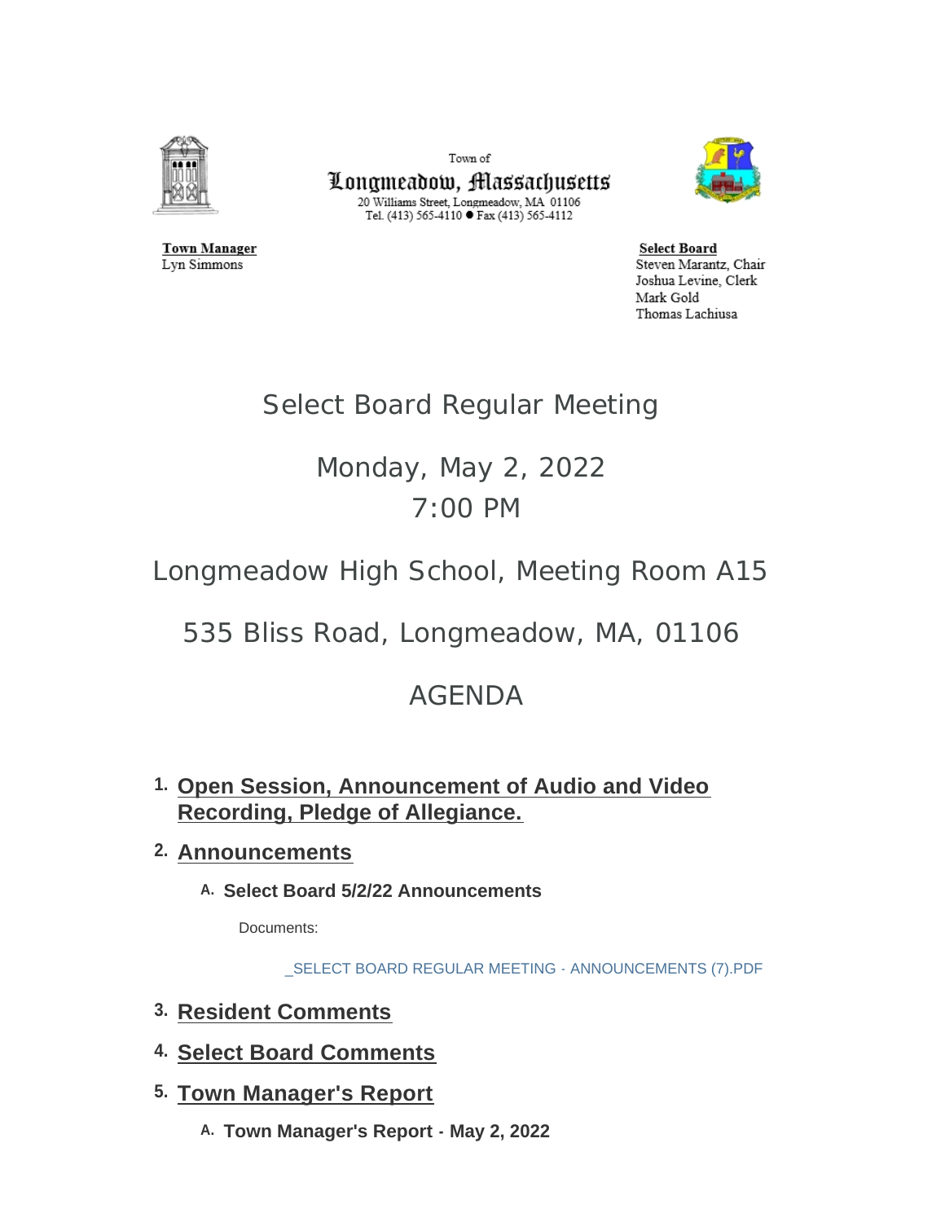Town of

**Longmeadow, Massachusetts**

20 Williams Street, Longmeadow, MA 01106
Tel. (413) 565-4110 ● Fax (413) 565-4112

**Town Manager**
Lyn Simmons

**Select Board**
Steven Marantz, Chair
Joshua Levine, Clerk
Mark Gold
Thomas Lachiusa

# Select Board Regular Meeting

## Monday, May 2, 2022
## 7:00 PM

## Longmeadow High School, Meeting Room A15

## 535 Bliss Road, Longmeadow, MA, 01106

## AGENDA

1. **Open Session, Announcement of Audio and Video Recording, Pledge of Allegiance.**
2. **Announcements**
   - A. **Select Board 5/2/22 Announcements**

     Documents:

     _SELECT BOARD REGULAR MEETING - ANNOUNCEMENTS (7).PDF
3. **Resident Comments**
4. **Select Board Comments**
5. **Town Manager's Report**
   - A. **Town Manager's Report - May 2, 2022**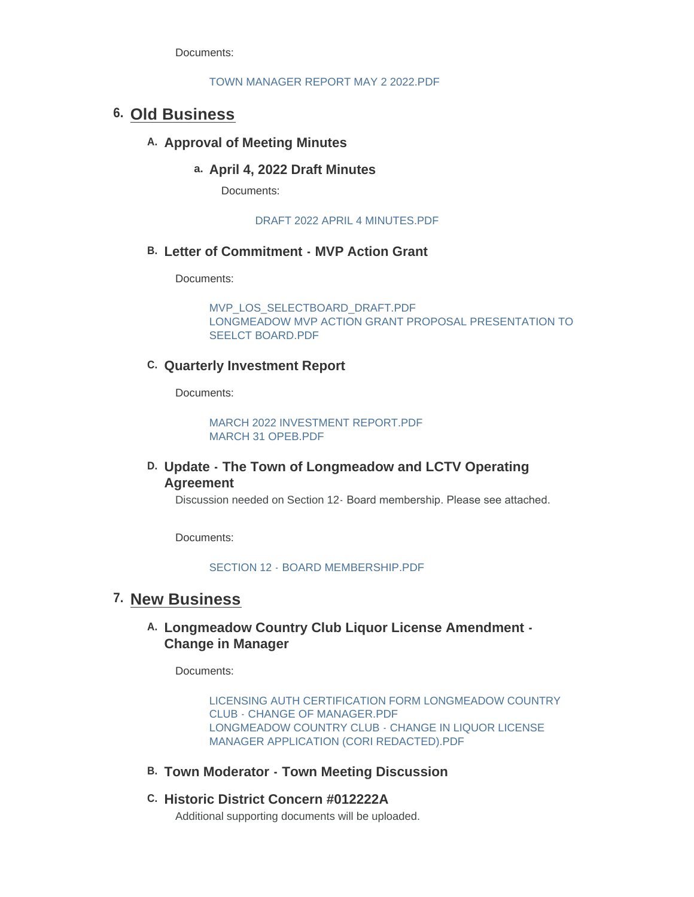Documents:

TOWN MANAGER REPORT MAY 2 2022.PDF

## 6. Old Business

### A. Approval of Meeting Minutes

#### a. April 4, 2022 Draft Minutes

Documents:

DRAFT 2022 APRIL 4 MINUTES.PDF

### B. Letter of Commitment - MVP Action Grant

Documents:

MVP_LOS_SELECTBOARD_DRAFT.PDF
LONGMEADOW MVP ACTION GRANT PROPOSAL PRESENTATION TO SEELCT BOARD.PDF

### C. Quarterly Investment Report

Documents:

MARCH 2022 INVESTMENT REPORT.PDF
MARCH 31 OPEB.PDF

### D. Update - The Town of Longmeadow and LCTV Operating Agreement

Discussion needed on Section 12- Board membership. Please see attached.

Documents:

SECTION 12 - BOARD MEMBERSHIP.PDF

## 7. New Business

### A. Longmeadow Country Club Liquor License Amendment - Change in Manager

Documents:

LICENSING AUTH CERTIFICATION FORM LONGMEADOW COUNTRY CLUB - CHANGE OF MANAGER.PDF
LONGMEADOW COUNTRY CLUB - CHANGE IN LIQUOR LICENSE MANAGER APPLICATION (CORI REDACTED).PDF

### B. Town Moderator - Town Meeting Discussion

### C. Historic District Concern #012222A

Additional supporting documents will be uploaded.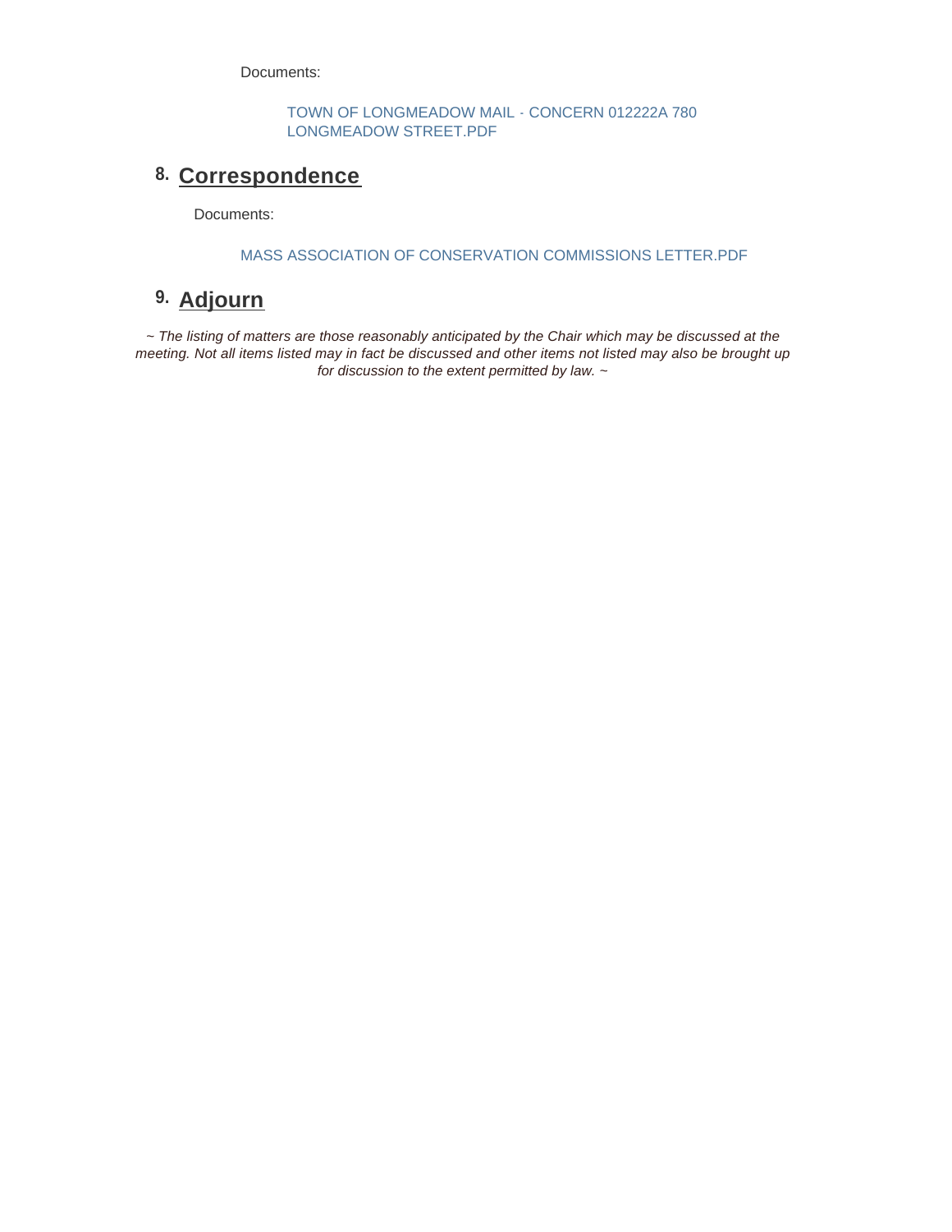Documents:

TOWN OF LONGMEADOW MAIL - CONCERN 012222A 780 LONGMEADOW STREET.PDF

## 8. Correspondence

Documents:

MASS ASSOCIATION OF CONSERVATION COMMISSIONS LETTER.PDF

## 9. Adjourn

*~ The listing of matters are those reasonably anticipated by the Chair which may be discussed at the meeting. Not all items listed may in fact be discussed and other items not listed may also be brought up for discussion to the extent permitted by law. ~*